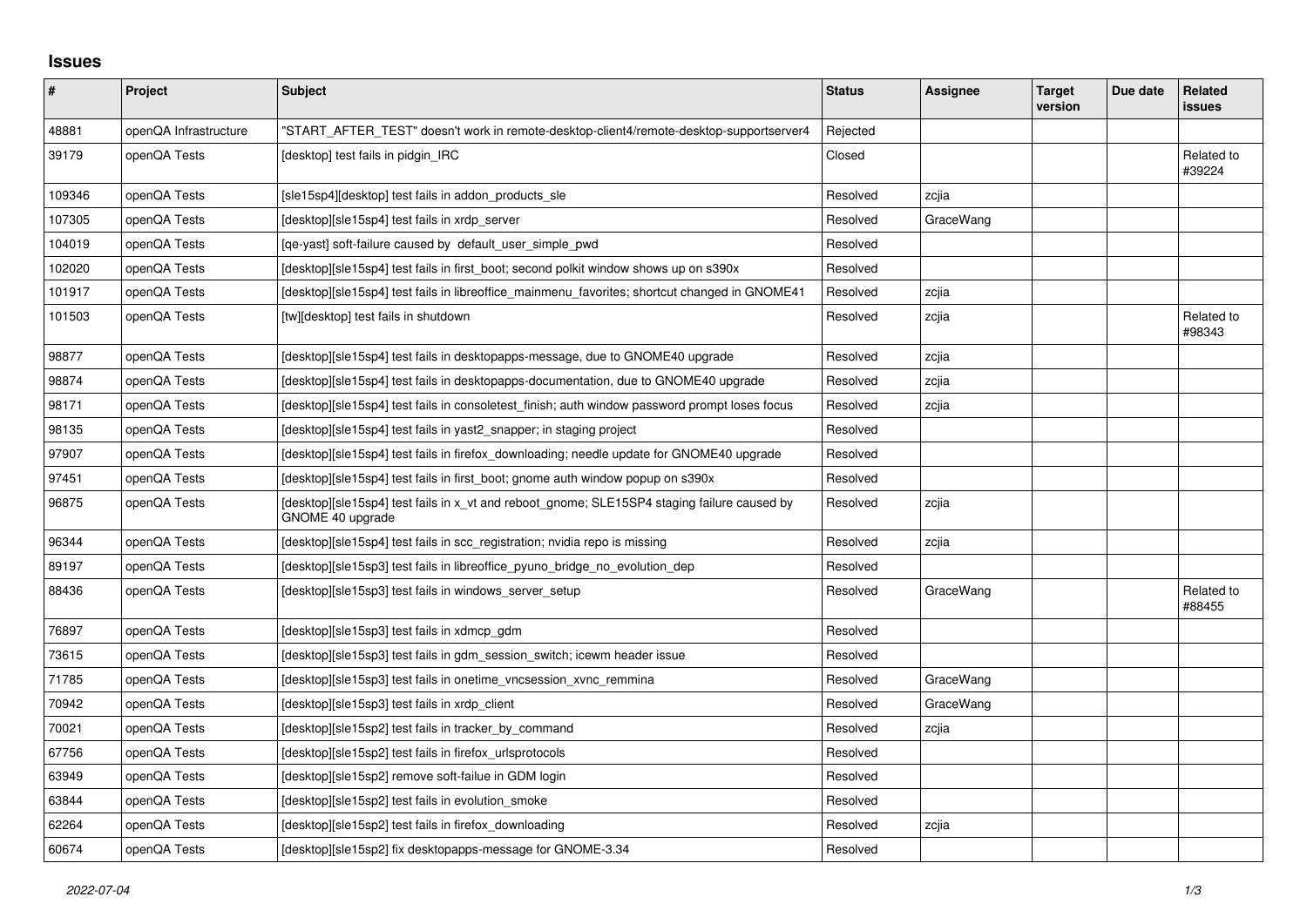# Issues

| # | Project | Subject | Status | Assignee | Target version | Due date | Related issues |
|---|---|---|---|---|---|---|---|
| 48881 | openQA Infrastructure | "START_AFTER_TEST" doesn't work in remote-desktop-client4/remote-desktop-supportserver4 | Rejected | | | | |
| 39179 | openQA Tests | [desktop] test fails in pidgin_IRC | Closed | | | | Related to #39224 |
| 109346 | openQA Tests | [sle15sp4][desktop] test fails in addon_products_sle | Resolved | zcjia | | | |
| 107305 | openQA Tests | [desktop][sle15sp4] test fails in xrdp_server | Resolved | GraceWang | | | |
| 104019 | openQA Tests | [qe-yast] soft-failure caused by default_user_simple_pwd | Resolved | | | | |
| 102020 | openQA Tests | [desktop][sle15sp4] test fails in first_boot; second polkit window shows up on s390x | Resolved | | | | |
| 101917 | openQA Tests | [desktop][sle15sp4] test fails in libreoffice_mainmenu_favorites; shortcut changed in GNOME41 | Resolved | zcjia | | | |
| 101503 | openQA Tests | [tw][desktop] test fails in shutdown | Resolved | zcjia | | | Related to #98343 |
| 98877 | openQA Tests | [desktop][sle15sp4] test fails in desktopapps-message, due to GNOME40 upgrade | Resolved | zcjia | | | |
| 98874 | openQA Tests | [desktop][sle15sp4] test fails in desktopapps-documentation, due to GNOME40 upgrade | Resolved | zcjia | | | |
| 98171 | openQA Tests | [desktop][sle15sp4] test fails in consoletest_finish; auth window password prompt loses focus | Resolved | zcjia | | | |
| 98135 | openQA Tests | [desktop][sle15sp4] test fails in yast2_snapper; in staging project | Resolved | | | | |
| 97907 | openQA Tests | [desktop][sle15sp4] test fails in firefox_downloading; needle update for GNOME40 upgrade | Resolved | | | | |
| 97451 | openQA Tests | [desktop][sle15sp4] test fails in first_boot; gnome auth window popup on s390x | Resolved | | | | |
| 96875 | openQA Tests | [desktop][sle15sp4] test fails in x_vt and reboot_gnome; SLE15SP4 staging failure caused by GNOME 40 upgrade | Resolved | zcjia | | | |
| 96344 | openQA Tests | [desktop][sle15sp4] test fails in scc_registration; nvidia repo is missing | Resolved | zcjia | | | |
| 89197 | openQA Tests | [desktop][sle15sp3] test fails in libreoffice_pyuno_bridge_no_evolution_dep | Resolved | | | | |
| 88436 | openQA Tests | [desktop][sle15sp3] test fails in windows_server_setup | Resolved | GraceWang | | | Related to #88455 |
| 76897 | openQA Tests | [desktop][sle15sp3] test fails in xdmcp_gdm | Resolved | | | | |
| 73615 | openQA Tests | [desktop][sle15sp3] test fails in gdm_session_switch; icewm header issue | Resolved | | | | |
| 71785 | openQA Tests | [desktop][sle15sp3] test fails in onetime_vncsession_xvnc_remmina | Resolved | GraceWang | | | |
| 70942 | openQA Tests | [desktop][sle15sp3] test fails in xrdp_client | Resolved | GraceWang | | | |
| 70021 | openQA Tests | [desktop][sle15sp2] test fails in tracker_by_command | Resolved | zcjia | | | |
| 67756 | openQA Tests | [desktop][sle15sp2] test fails in firefox_urlsprotocols | Resolved | | | | |
| 63949 | openQA Tests | [desktop][sle15sp2] remove soft-failue in GDM login | Resolved | | | | |
| 63844 | openQA Tests | [desktop][sle15sp2] test fails in evolution_smoke | Resolved | | | | |
| 62264 | openQA Tests | [desktop][sle15sp2] test fails in firefox_downloading | Resolved | zcjia | | | |
| 60674 | openQA Tests | [desktop][sle15sp2] fix desktopapps-message for GNOME-3.34 | Resolved | | | | |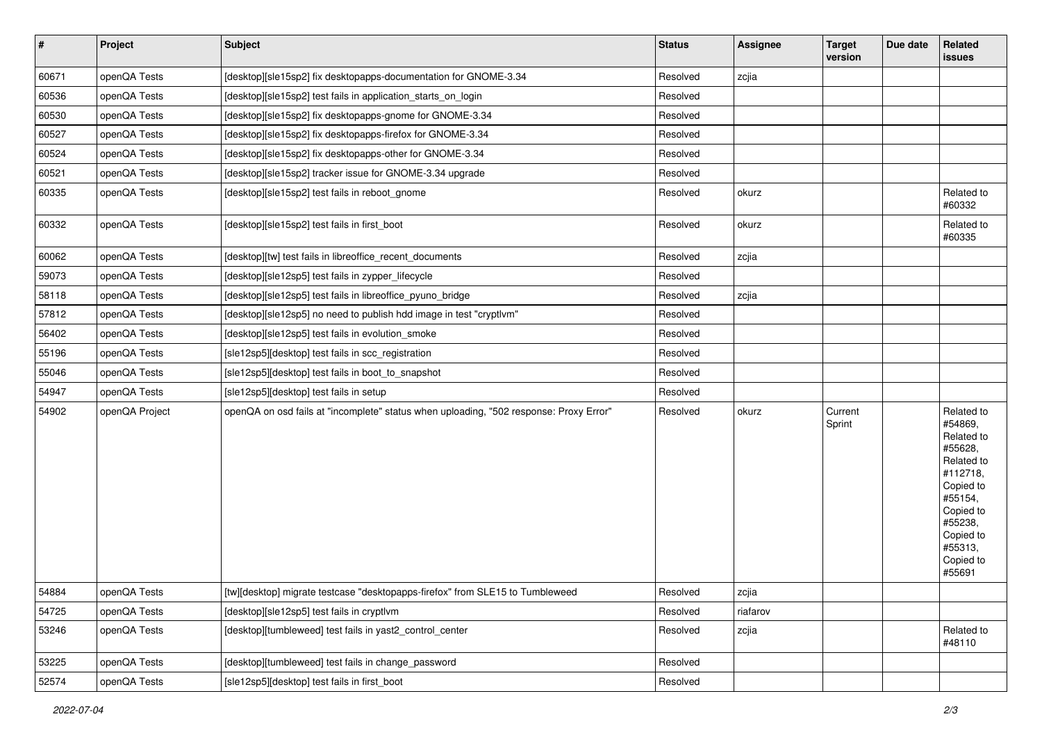| # | Project | Subject | Status | Assignee | Target version | Due date | Related issues |
|---|---|---|---|---|---|---|---|
| 60671 | openQA Tests | [desktop][sle15sp2] fix desktopapps-documentation for GNOME-3.34 | Resolved | zcjia | | | |
| 60536 | openQA Tests | [desktop][sle15sp2] test fails in application_starts_on_login | Resolved | | | | |
| 60530 | openQA Tests | [desktop][sle15sp2] fix desktopapps-gnome for GNOME-3.34 | Resolved | | | | |
| 60527 | openQA Tests | [desktop][sle15sp2] fix desktopapps-firefox for GNOME-3.34 | Resolved | | | | |
| 60524 | openQA Tests | [desktop][sle15sp2] fix desktopapps-other for GNOME-3.34 | Resolved | | | | |
| 60521 | openQA Tests | [desktop][sle15sp2] tracker issue for GNOME-3.34 upgrade | Resolved | | | | |
| 60335 | openQA Tests | [desktop][sle15sp2] test fails in reboot_gnome | Resolved | okurz | | | Related to #60332 |
| 60332 | openQA Tests | [desktop][sle15sp2] test fails in first_boot | Resolved | okurz | | | Related to #60335 |
| 60062 | openQA Tests | [desktop][tw] test fails in libreoffice_recent_documents | Resolved | zcjia | | | |
| 59073 | openQA Tests | [desktop][sle12sp5] test fails in zypper_lifecycle | Resolved | | | | |
| 58118 | openQA Tests | [desktop][sle12sp5] test fails in libreoffice_pyuno_bridge | Resolved | zcjia | | | |
| 57812 | openQA Tests | [desktop][sle12sp5] no need to publish hdd image in test "cryptlvm" | Resolved | | | | |
| 56402 | openQA Tests | [desktop][sle12sp5] test fails in evolution_smoke | Resolved | | | | |
| 55196 | openQA Tests | [sle12sp5][desktop] test fails in scc_registration | Resolved | | | | |
| 55046 | openQA Tests | [sle12sp5][desktop] test fails in boot_to_snapshot | Resolved | | | | |
| 54947 | openQA Tests | [sle12sp5][desktop] test fails in setup | Resolved | | | | |
| 54902 | openQA Project | openQA on osd fails at "incomplete" status when uploading, "502 response: Proxy Error" | Resolved | okurz | Current Sprint | | Related to #54869, Related to #55628, Related to #112718, Copied to #55154, Copied to #55238, Copied to #55313, Copied to #55691 |
| 54884 | openQA Tests | [tw][desktop] migrate testcase "desktopapps-firefox" from SLE15 to Tumbleweed | Resolved | zcjia | | | |
| 54725 | openQA Tests | [desktop][sle12sp5] test fails in cryptlvm | Resolved | riafarov | | | |
| 53246 | openQA Tests | [desktop][tumbleweed] test fails in yast2_control_center | Resolved | zcjia | | | Related to #48110 |
| 53225 | openQA Tests | [desktop][tumbleweed] test fails in change_password | Resolved | | | | |
| 52574 | openQA Tests | [sle12sp5][desktop] test fails in first_boot | Resolved | | | | |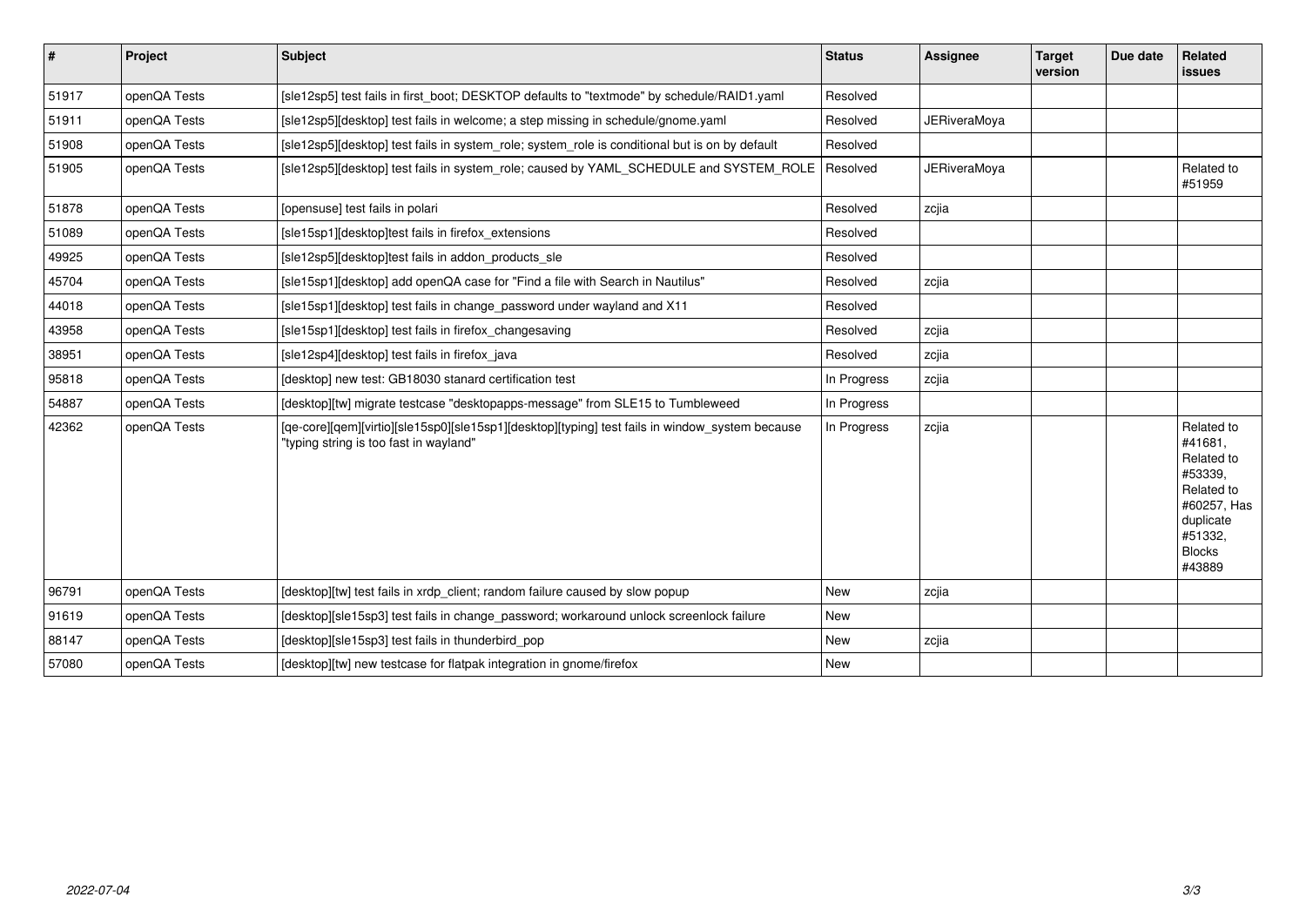| # | Project | Subject | Status | Assignee | Target version | Due date | Related issues |
|---|---|---|---|---|---|---|---|
| 51917 | openQA Tests | [sle12sp5] test fails in first_boot; DESKTOP defaults to "textmode" by schedule/RAID1.yaml | Resolved | | | | |
| 51911 | openQA Tests | [sle12sp5][desktop] test fails in welcome; a step missing in schedule/gnome.yaml | Resolved | JERiveraMoya | | | |
| 51908 | openQA Tests | [sle12sp5][desktop] test fails in system_role; system_role is conditional but is on by default | Resolved | | | | |
| 51905 | openQA Tests | [sle12sp5][desktop] test fails in system_role; caused by YAML_SCHEDULE and SYSTEM_ROLE | Resolved | JERiveraMoya | | | Related to #51959 |
| 51878 | openQA Tests | [opensuse] test fails in polari | Resolved | zcjia | | | |
| 51089 | openQA Tests | [sle15sp1][desktop]test fails in firefox_extensions | Resolved | | | | |
| 49925 | openQA Tests | [sle12sp5][desktop]test fails in addon_products_sle | Resolved | | | | |
| 45704 | openQA Tests | [sle15sp1][desktop] add openQA case for "Find a file with Search in Nautilus" | Resolved | zcjia | | | |
| 44018 | openQA Tests | [sle15sp1][desktop] test fails in change_password under wayland and X11 | Resolved | | | | |
| 43958 | openQA Tests | [sle15sp1][desktop] test fails in firefox_changesaving | Resolved | zcjia | | | |
| 38951 | openQA Tests | [sle12sp4][desktop] test fails in firefox_java | Resolved | zcjia | | | |
| 95818 | openQA Tests | [desktop] new test: GB18030 stanard certification test | In Progress | zcjia | | | |
| 54887 | openQA Tests | [desktop][tw] migrate testcase "desktopapps-message" from SLE15 to Tumbleweed | In Progress | | | | |
| 42362 | openQA Tests | [qe-core][qem][virtio][sle15sp0][sle15sp1][desktop][typing] test fails in window_system because "typing string is too fast in wayland" | In Progress | zcjia | | | Related to #41681, Related to #53339, Related to #60257, Has duplicate #51332, Blocks #43889 |
| 96791 | openQA Tests | [desktop][tw] test fails in xrdp_client; random failure caused by slow popup | New | zcjia | | | |
| 91619 | openQA Tests | [desktop][sle15sp3] test fails in change_password; workaround unlock screenlock failure | New | | | | |
| 88147 | openQA Tests | [desktop][sle15sp3] test fails in thunderbird_pop | New | zcjia | | | |
| 57080 | openQA Tests | [desktop][tw] new testcase for flatpak integration in gnome/firefox | New | | | | |